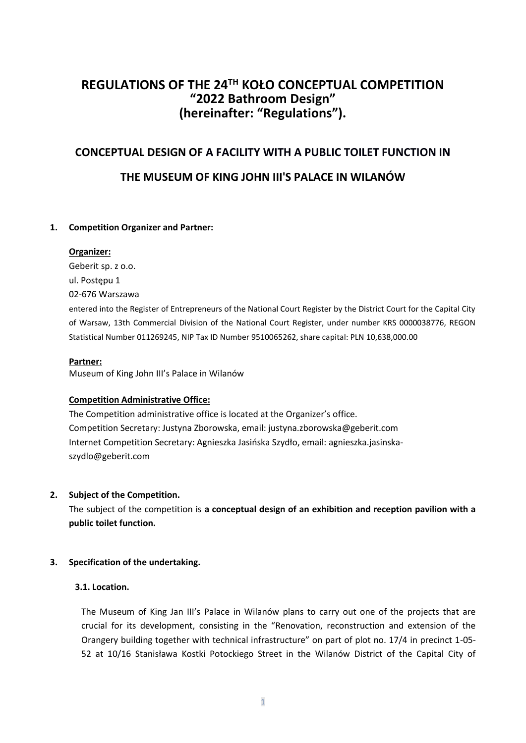# REGULATIONS OF THE 24TH KOŁO CONCEPTUAL COMPETITION "2022 Bathroom Design" (hereinafter: "Regulations").

## CONCEPTUAL DESIGN OF A FACILITY WITH A PUBLIC TOILET FUNCTION IN THE MUSEUM OF KING JOHN III'S PALACE IN WILANÓW

1. **Competition Organizer and Partner:**

   **Organizer:**
   Geberit sp. z o.o.
   ul. Postępu 1
   02-676 Warszawa
   entered into the Register of Entrepreneurs of the National Court Register by the District Court for the Capital City of Warsaw, 13th Commercial Division of the National Court Register, under number KRS 0000038776, REGON Statistical Number 011269245, NIP Tax ID Number 9510065262, share capital: PLN 10,638,000.00

   **Partner:**
   Museum of King John III's Palace in Wilanów

   **Competition Administrative Office:**
   The Competition administrative office is located at the Organizer's office.
   Competition Secretary: Justyna Zborowska, email: justyna.zborowska@geberit.com
   Internet Competition Secretary: Agnieszka Jasińska Szydło, email: agnieszka.jasinska-szydlo@geberit.com

2. **Subject of the Competition.**
   The subject of the competition is **a conceptual design of an exhibition and reception pavilion with a public toilet function.**

3. **Specification of the undertaking.**

   **3.1. Location.**

   The Museum of King Jan III's Palace in Wilanów plans to carry out one of the projects that are crucial for its development, consisting in the "Renovation, reconstruction and extension of the Orangery building together with technical infrastructure" on part of plot no. 17/4 in precinct 1-05-52 at 10/16 Stanisława Kostki Potockiego Street in the Wilanów District of the Capital City of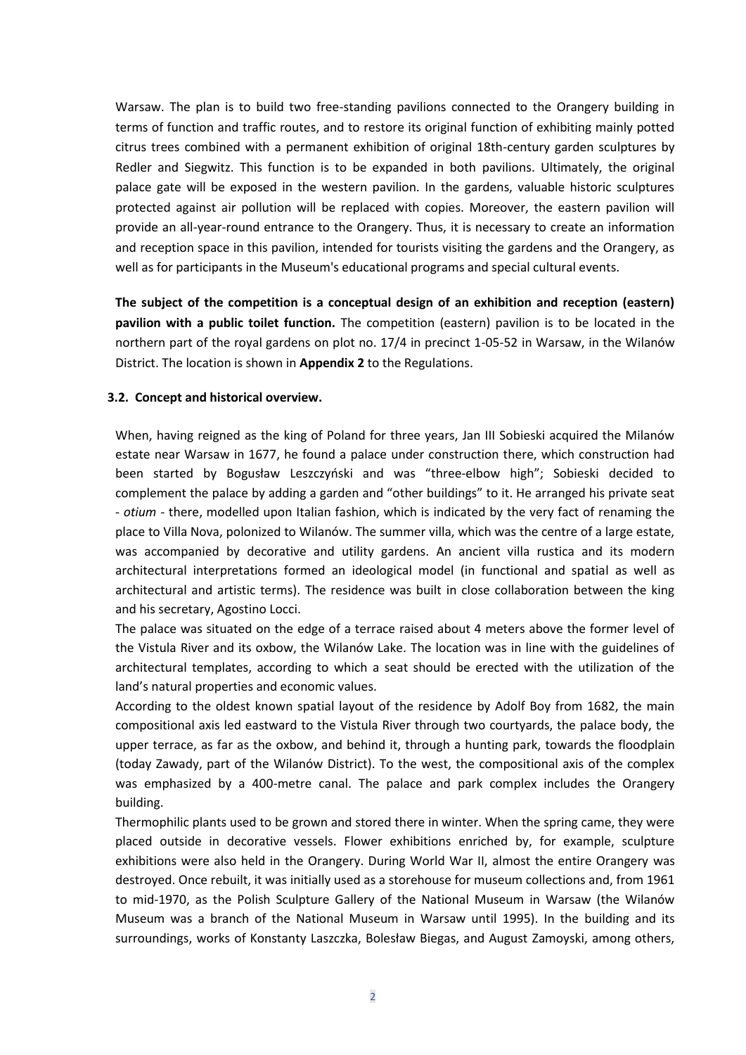Warsaw. The plan is to build two free-standing pavilions connected to the Orangery building in terms of function and traffic routes, and to restore its original function of exhibiting mainly potted citrus trees combined with a permanent exhibition of original 18th-century garden sculptures by Redler and Siegwitz. This function is to be expanded in both pavilions. Ultimately, the original palace gate will be exposed in the western pavilion. In the gardens, valuable historic sculptures protected against air pollution will be replaced with copies. Moreover, the eastern pavilion will provide an all-year-round entrance to the Orangery. Thus, it is necessary to create an information and reception space in this pavilion, intended for tourists visiting the gardens and the Orangery, as well as for participants in the Museum's educational programs and special cultural events.

**The subject of the competition is a conceptual design of an exhibition and reception (eastern) pavilion with a public toilet function.** The competition (eastern) pavilion is to be located in the northern part of the royal gardens on plot no. 17/4 in precinct 1-05-52 in Warsaw, in the Wilanów District. The location is shown in **Appendix 2** to the Regulations.

### 3.2. Concept and historical overview.

When, having reigned as the king of Poland for three years, Jan III Sobieski acquired the Milanów estate near Warsaw in 1677, he found a palace under construction there, which construction had been started by Bogusław Leszczyński and was "three-elbow high"; Sobieski decided to complement the palace by adding a garden and "other buildings" to it. He arranged his private seat - *otium* - there, modelled upon Italian fashion, which is indicated by the very fact of renaming the place to Villa Nova, polonized to Wilanów. The summer villa, which was the centre of a large estate, was accompanied by decorative and utility gardens. An ancient villa rustica and its modern architectural interpretations formed an ideological model (in functional and spatial as well as architectural and artistic terms). The residence was built in close collaboration between the king and his secretary, Agostino Locci.

The palace was situated on the edge of a terrace raised about 4 meters above the former level of the Vistula River and its oxbow, the Wilanów Lake. The location was in line with the guidelines of architectural templates, according to which a seat should be erected with the utilization of the land's natural properties and economic values.

According to the oldest known spatial layout of the residence by Adolf Boy from 1682, the main compositional axis led eastward to the Vistula River through two courtyards, the palace body, the upper terrace, as far as the oxbow, and behind it, through a hunting park, towards the floodplain (today Zawady, part of the Wilanów District). To the west, the compositional axis of the complex was emphasized by a 400-metre canal. The palace and park complex includes the Orangery building.

Thermophilic plants used to be grown and stored there in winter. When the spring came, they were placed outside in decorative vessels. Flower exhibitions enriched by, for example, sculpture exhibitions were also held in the Orangery. During World War II, almost the entire Orangery was destroyed. Once rebuilt, it was initially used as a storehouse for museum collections and, from 1961 to mid-1970, as the Polish Sculpture Gallery of the National Museum in Warsaw (the Wilanów Museum was a branch of the National Museum in Warsaw until 1995). In the building and its surroundings, works of Konstanty Laszczka, Bolesław Biegas, and August Zamoyski, among others,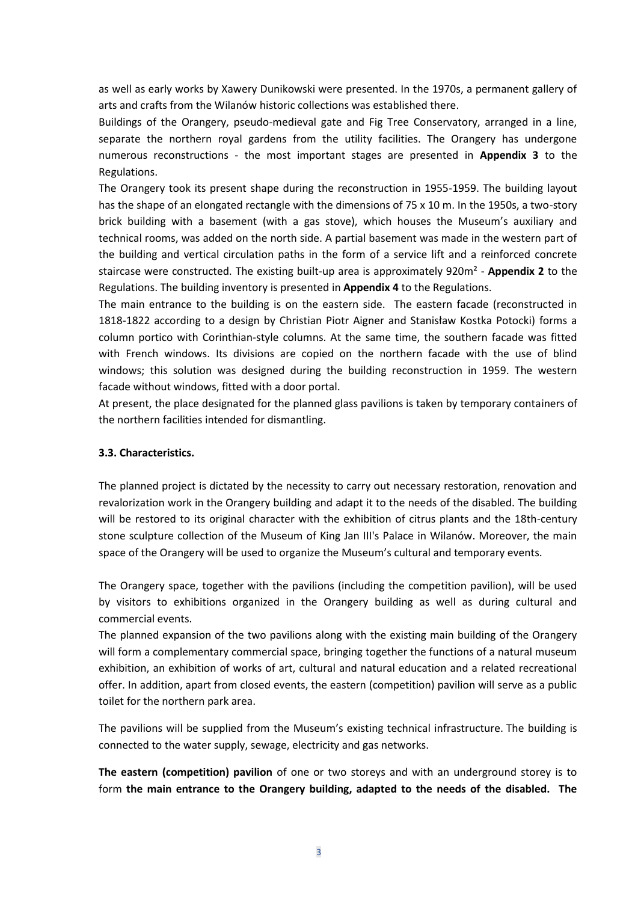as well as early works by Xawery Dunikowski were presented. In the 1970s, a permanent gallery of arts and crafts from the Wilanów historic collections was established there.

Buildings of the Orangery, pseudo-medieval gate and Fig Tree Conservatory, arranged in a line, separate the northern royal gardens from the utility facilities. The Orangery has undergone numerous reconstructions - the most important stages are presented in **Appendix 3** to the Regulations.

The Orangery took its present shape during the reconstruction in 1955-1959. The building layout has the shape of an elongated rectangle with the dimensions of 75 x 10 m. In the 1950s, a two-story brick building with a basement (with a gas stove), which houses the Museum's auxiliary and technical rooms, was added on the north side. A partial basement was made in the western part of the building and vertical circulation paths in the form of a service lift and a reinforced concrete staircase were constructed. The existing built-up area is approximately 920m² - **Appendix 2** to the Regulations. The building inventory is presented in **Appendix 4** to the Regulations.

The main entrance to the building is on the eastern side. The eastern facade (reconstructed in 1818-1822 according to a design by Christian Piotr Aigner and Stanisław Kostka Potocki) forms a column portico with Corinthian-style columns. At the same time, the southern facade was fitted with French windows. Its divisions are copied on the northern facade with the use of blind windows; this solution was designed during the building reconstruction in 1959. The western facade without windows, fitted with a door portal.

At present, the place designated for the planned glass pavilions is taken by temporary containers of the northern facilities intended for dismantling.

### 3.3. Characteristics.

The planned project is dictated by the necessity to carry out necessary restoration, renovation and revalorization work in the Orangery building and adapt it to the needs of the disabled. The building will be restored to its original character with the exhibition of citrus plants and the 18th-century stone sculpture collection of the Museum of King Jan III's Palace in Wilanów. Moreover, the main space of the Orangery will be used to organize the Museum's cultural and temporary events.

The Orangery space, together with the pavilions (including the competition pavilion), will be used by visitors to exhibitions organized in the Orangery building as well as during cultural and commercial events.

The planned expansion of the two pavilions along with the existing main building of the Orangery will form a complementary commercial space, bringing together the functions of a natural museum exhibition, an exhibition of works of art, cultural and natural education and a related recreational offer. In addition, apart from closed events, the eastern (competition) pavilion will serve as a public toilet for the northern park area.

The pavilions will be supplied from the Museum's existing technical infrastructure. The building is connected to the water supply, sewage, electricity and gas networks.

**The eastern (competition) pavilion** of one or two storeys and with an underground storey is to form **the main entrance to the Orangery building, adapted to the needs of the disabled. The**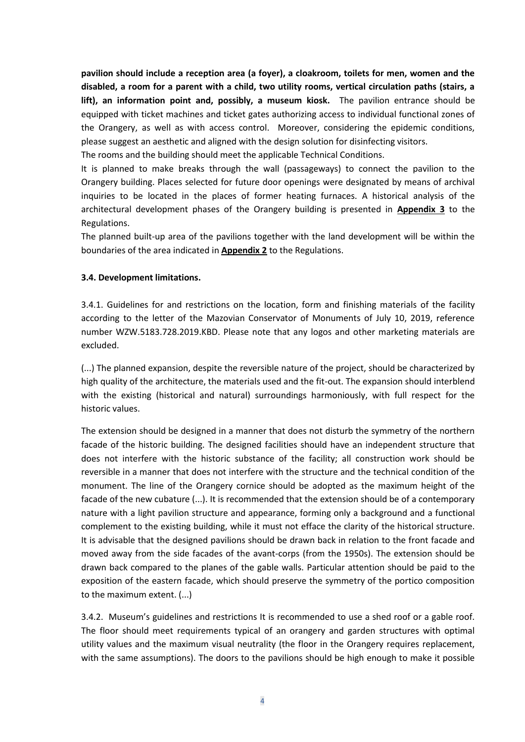**pavilion should include a reception area (a foyer), a cloakroom, toilets for men, women and the disabled, a room for a parent with a child, two utility rooms, vertical circulation paths (stairs, a lift), an information point and, possibly, a museum kiosk.** The pavilion entrance should be equipped with ticket machines and ticket gates authorizing access to individual functional zones of the Orangery, as well as with access control. Moreover, considering the epidemic conditions, please suggest an aesthetic and aligned with the design solution for disinfecting visitors.

The rooms and the building should meet the applicable Technical Conditions.

It is planned to make breaks through the wall (passageways) to connect the pavilion to the Orangery building. Places selected for future door openings were designated by means of archival inquiries to be located in the places of former heating furnaces. A historical analysis of the architectural development phases of the Orangery building is presented in **Appendix 3** to the Regulations.

The planned built-up area of the pavilions together with the land development will be within the boundaries of the area indicated in **Appendix 2** to the Regulations.

**3.4. Development limitations.**

3.4.1. Guidelines for and restrictions on the location, form and finishing materials of the facility according to the letter of the Mazovian Conservator of Monuments of July 10, 2019, reference number WZW.5183.728.2019.KBD. Please note that any logos and other marketing materials are excluded.

(...) The planned expansion, despite the reversible nature of the project, should be characterized by high quality of the architecture, the materials used and the fit-out. The expansion should interblend with the existing (historical and natural) surroundings harmoniously, with full respect for the historic values.

The extension should be designed in a manner that does not disturb the symmetry of the northern facade of the historic building. The designed facilities should have an independent structure that does not interfere with the historic substance of the facility; all construction work should be reversible in a manner that does not interfere with the structure and the technical condition of the monument. The line of the Orangery cornice should be adopted as the maximum height of the facade of the new cubature (...). It is recommended that the extension should be of a contemporary nature with a light pavilion structure and appearance, forming only a background and a functional complement to the existing building, while it must not efface the clarity of the historical structure. It is advisable that the designed pavilions should be drawn back in relation to the front facade and moved away from the side facades of the avant-corps (from the 1950s). The extension should be drawn back compared to the planes of the gable walls. Particular attention should be paid to the exposition of the eastern facade, which should preserve the symmetry of the portico composition to the maximum extent. (...)

3.4.2. Museum's guidelines and restrictions It is recommended to use a shed roof or a gable roof. The floor should meet requirements typical of an orangery and garden structures with optimal utility values and the maximum visual neutrality (the floor in the Orangery requires replacement, with the same assumptions). The doors to the pavilions should be high enough to make it possible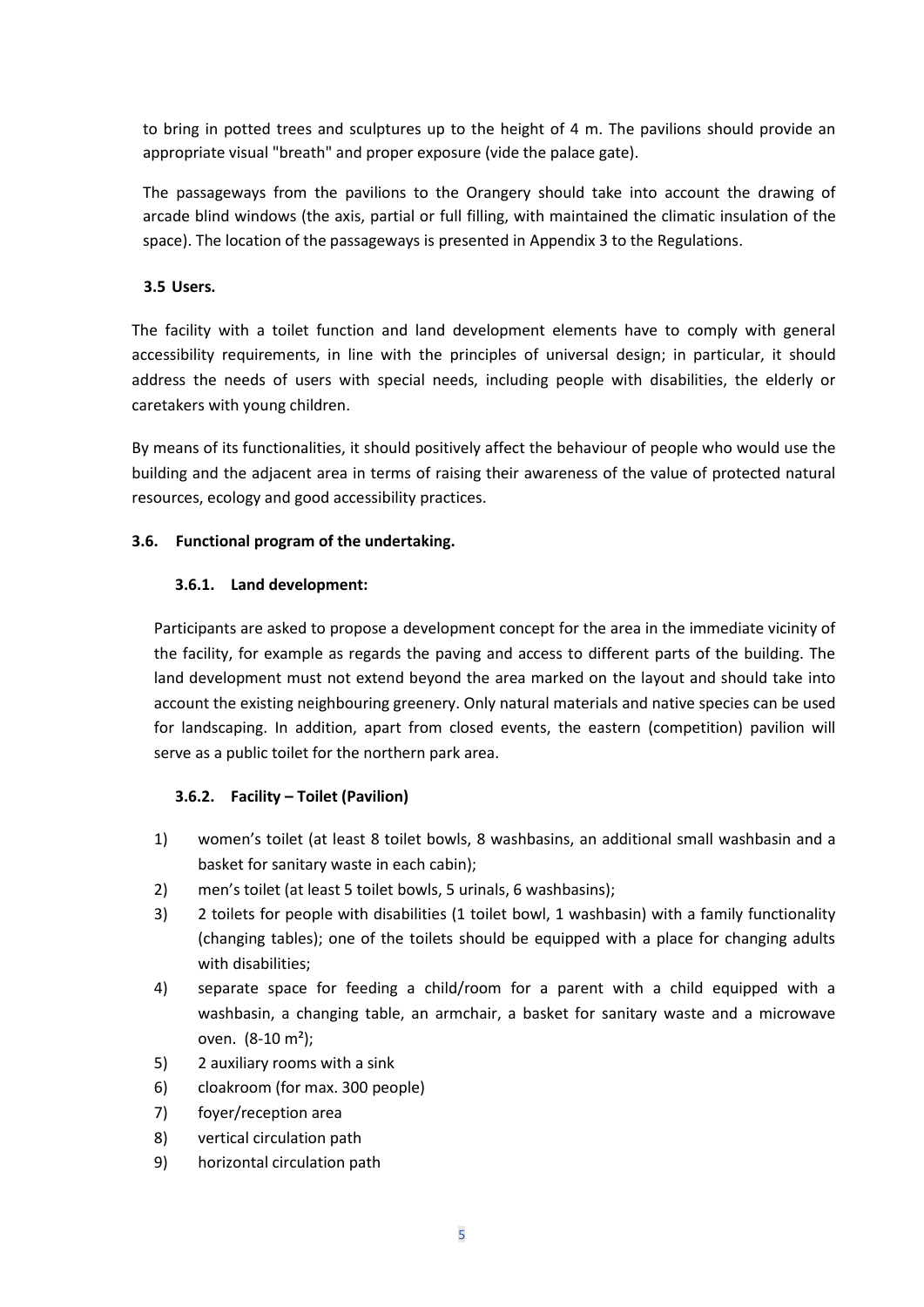to bring in potted trees and sculptures up to the height of 4 m. The pavilions should provide an appropriate visual "breath" and proper exposure (vide the palace gate).

The passageways from the pavilions to the Orangery should take into account the drawing of arcade blind windows (the axis, partial or full filling, with maintained the climatic insulation of the space). The location of the passageways is presented in Appendix 3 to the Regulations.

### 3.5 Users.

The facility with a toilet function and land development elements have to comply with general accessibility requirements, in line with the principles of universal design; in particular, it should address the needs of users with special needs, including people with disabilities, the elderly or caretakers with young children.

By means of its functionalities, it should positively affect the behaviour of people who would use the building and the adjacent area in terms of raising their awareness of the value of protected natural resources, ecology and good accessibility practices.

### 3.6. Functional program of the undertaking.

#### 3.6.1. Land development:

Participants are asked to propose a development concept for the area in the immediate vicinity of the facility, for example as regards the paving and access to different parts of the building. The land development must not extend beyond the area marked on the layout and should take into account the existing neighbouring greenery. Only natural materials and native species can be used for landscaping. In addition, apart from closed events, the eastern (competition) pavilion will serve as a public toilet for the northern park area.

#### 3.6.2. Facility – Toilet (Pavilion)

1) women's toilet (at least 8 toilet bowls, 8 washbasins, an additional small washbasin and a basket for sanitary waste in each cabin);
2) men's toilet (at least 5 toilet bowls, 5 urinals, 6 washbasins);
3) 2 toilets for people with disabilities (1 toilet bowl, 1 washbasin) with a family functionality (changing tables); one of the toilets should be equipped with a place for changing adults with disabilities;
4) separate space for feeding a child/room for a parent with a child equipped with a washbasin, a changing table, an armchair, a basket for sanitary waste and a microwave oven. (8-10 m²);
5) 2 auxiliary rooms with a sink
6) cloakroom (for max. 300 people)
7) foyer/reception area
8) vertical circulation path
9) horizontal circulation path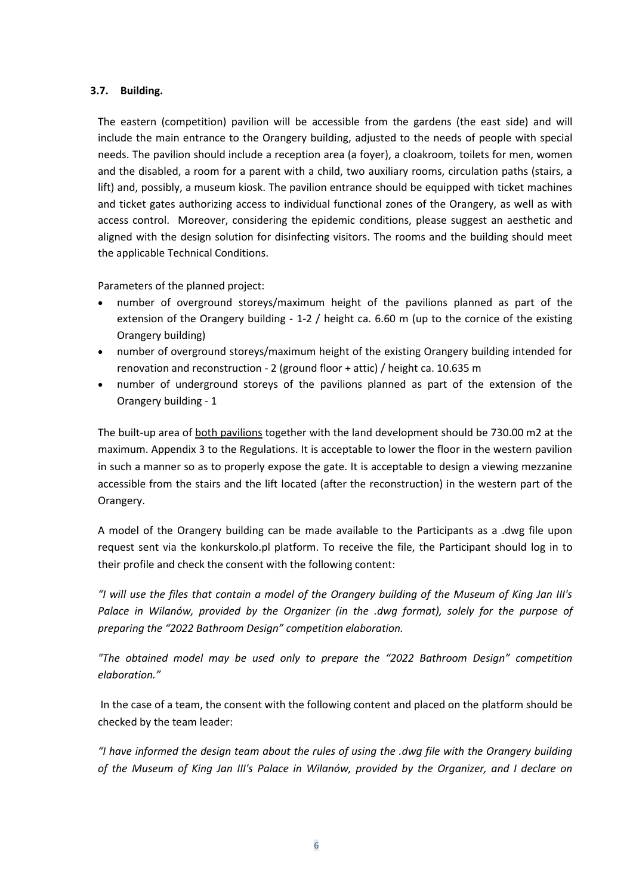### 3.7. Building.

The eastern (competition) pavilion will be accessible from the gardens (the east side) and will include the main entrance to the Orangery building, adjusted to the needs of people with special needs. The pavilion should include a reception area (a foyer), a cloakroom, toilets for men, women and the disabled, a room for a parent with a child, two auxiliary rooms, circulation paths (stairs, a lift) and, possibly, a museum kiosk. The pavilion entrance should be equipped with ticket machines and ticket gates authorizing access to individual functional zones of the Orangery, as well as with access control. Moreover, considering the epidemic conditions, please suggest an aesthetic and aligned with the design solution for disinfecting visitors. The rooms and the building should meet the applicable Technical Conditions.

Parameters of the planned project:

- number of overground storeys/maximum height of the pavilions planned as part of the extension of the Orangery building - 1-2 / height ca. 6.60 m (up to the cornice of the existing Orangery building)
- number of overground storeys/maximum height of the existing Orangery building intended for renovation and reconstruction - 2 (ground floor + attic) / height ca. 10.635 m
- number of underground storeys of the pavilions planned as part of the extension of the Orangery building - 1

The built-up area of both pavilions together with the land development should be 730.00 m2 at the maximum. Appendix 3 to the Regulations. It is acceptable to lower the floor in the western pavilion in such a manner so as to properly expose the gate. It is acceptable to design a viewing mezzanine accessible from the stairs and the lift located (after the reconstruction) in the western part of the Orangery.

A model of the Orangery building can be made available to the Participants as a .dwg file upon request sent via the konkurskolo.pl platform. To receive the file, the Participant should log in to their profile and check the consent with the following content:

*"I will use the files that contain a model of the Orangery building of the Museum of King Jan III's Palace in Wilanów, provided by the Organizer (in the .dwg format), solely for the purpose of preparing the "2022 Bathroom Design" competition elaboration.*

*"The obtained model may be used only to prepare the "2022 Bathroom Design" competition elaboration."*

In the case of a team, the consent with the following content and placed on the platform should be checked by the team leader:

*"I have informed the design team about the rules of using the .dwg file with the Orangery building of the Museum of King Jan III's Palace in Wilanów, provided by the Organizer, and I declare on*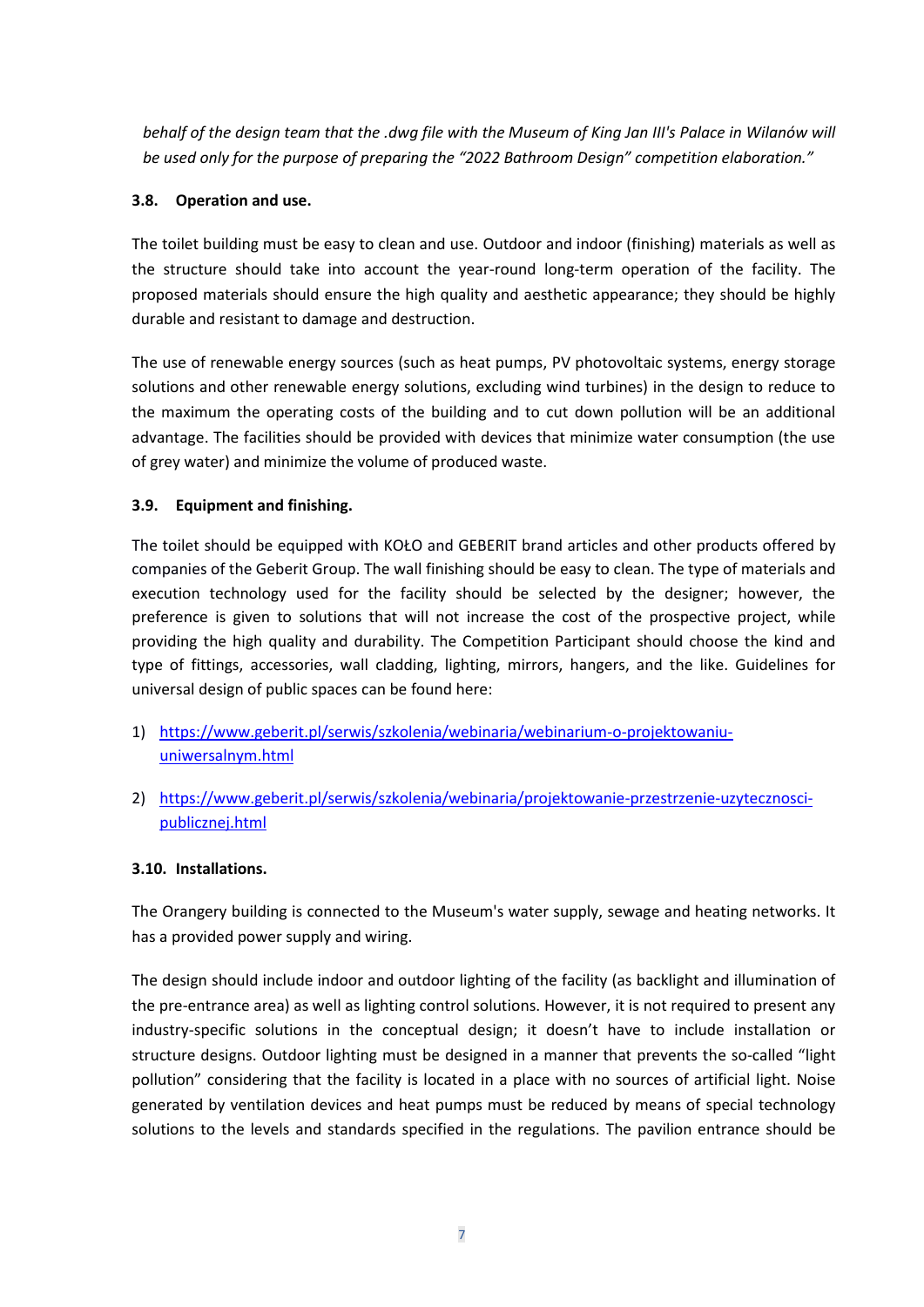*behalf of the design team that the .dwg file with the Museum of King Jan III's Palace in Wilanów will be used only for the purpose of preparing the "2022 Bathroom Design" competition elaboration."*

### 3.8. Operation and use.

The toilet building must be easy to clean and use. Outdoor and indoor (finishing) materials as well as the structure should take into account the year-round long-term operation of the facility. The proposed materials should ensure the high quality and aesthetic appearance; they should be highly durable and resistant to damage and destruction.

The use of renewable energy sources (such as heat pumps, PV photovoltaic systems, energy storage solutions and other renewable energy solutions, excluding wind turbines) in the design to reduce to the maximum the operating costs of the building and to cut down pollution will be an additional advantage. The facilities should be provided with devices that minimize water consumption (the use of grey water) and minimize the volume of produced waste.

### 3.9. Equipment and finishing.

The toilet should be equipped with KOŁO and GEBERIT brand articles and other products offered by companies of the Geberit Group. The wall finishing should be easy to clean. The type of materials and execution technology used for the facility should be selected by the designer; however, the preference is given to solutions that will not increase the cost of the prospective project, while providing the high quality and durability. The Competition Participant should choose the kind and type of fittings, accessories, wall cladding, lighting, mirrors, hangers, and the like. Guidelines for universal design of public spaces can be found here:

1) https://www.geberit.pl/serwis/szkolenia/webinaria/webinarium-o-projektowaniu-uniwersalnym.html
2) https://www.geberit.pl/serwis/szkolenia/webinaria/projektowanie-przestrzenie-uzytecznosci-publicznej.html

### 3.10. Installations.

The Orangery building is connected to the Museum's water supply, sewage and heating networks. It has a provided power supply and wiring.

The design should include indoor and outdoor lighting of the facility (as backlight and illumination of the pre-entrance area) as well as lighting control solutions. However, it is not required to present any industry-specific solutions in the conceptual design; it doesn't have to include installation or structure designs. Outdoor lighting must be designed in a manner that prevents the so-called "light pollution" considering that the facility is located in a place with no sources of artificial light. Noise generated by ventilation devices and heat pumps must be reduced by means of special technology solutions to the levels and standards specified in the regulations. The pavilion entrance should be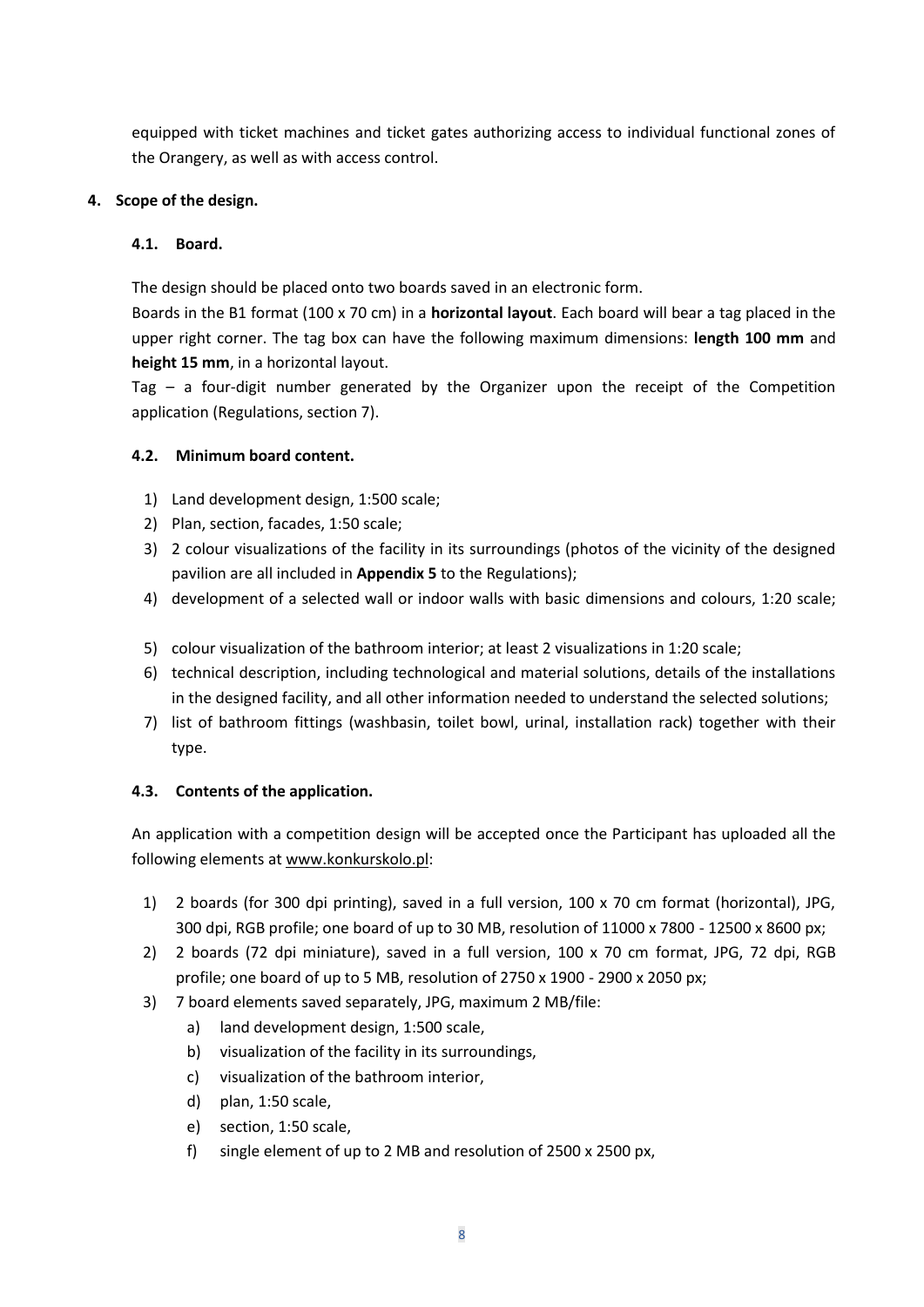equipped with ticket machines and ticket gates authorizing access to individual functional zones of the Orangery, as well as with access control.

## 4. Scope of the design.

### 4.1. Board.

The design should be placed onto two boards saved in an electronic form.
Boards in the B1 format (100 x 70 cm) in a **horizontal layout**. Each board will bear a tag placed in the upper right corner. The tag box can have the following maximum dimensions: **length 100 mm** and **height 15 mm**, in a horizontal layout.
Tag – a four-digit number generated by the Organizer upon the receipt of the Competition application (Regulations, section 7).

### 4.2. Minimum board content.

1) Land development design, 1:500 scale;
2) Plan, section, facades, 1:50 scale;
3) 2 colour visualizations of the facility in its surroundings (photos of the vicinity of the designed pavilion are all included in **Appendix 5** to the Regulations);
4) development of a selected wall or indoor walls with basic dimensions and colours, 1:20 scale;
5) colour visualization of the bathroom interior; at least 2 visualizations in 1:20 scale;
6) technical description, including technological and material solutions, details of the installations in the designed facility, and all other information needed to understand the selected solutions;
7) list of bathroom fittings (washbasin, toilet bowl, urinal, installation rack) together with their type.

### 4.3. Contents of the application.

An application with a competition design will be accepted once the Participant has uploaded all the following elements at www.konkurskolo.pl:

1) 2 boards (for 300 dpi printing), saved in a full version, 100 x 70 cm format (horizontal), JPG, 300 dpi, RGB profile; one board of up to 30 MB, resolution of 11000 x 7800 - 12500 x 8600 px;
2) 2 boards (72 dpi miniature), saved in a full version, 100 x 70 cm format, JPG, 72 dpi, RGB profile; one board of up to 5 MB, resolution of 2750 x 1900 - 2900 x 2050 px;
3) 7 board elements saved separately, JPG, maximum 2 MB/file:
   a) land development design, 1:500 scale,
   b) visualization of the facility in its surroundings,
   c) visualization of the bathroom interior,
   d) plan, 1:50 scale,
   e) section, 1:50 scale,
   f) single element of up to 2 MB and resolution of 2500 x 2500 px,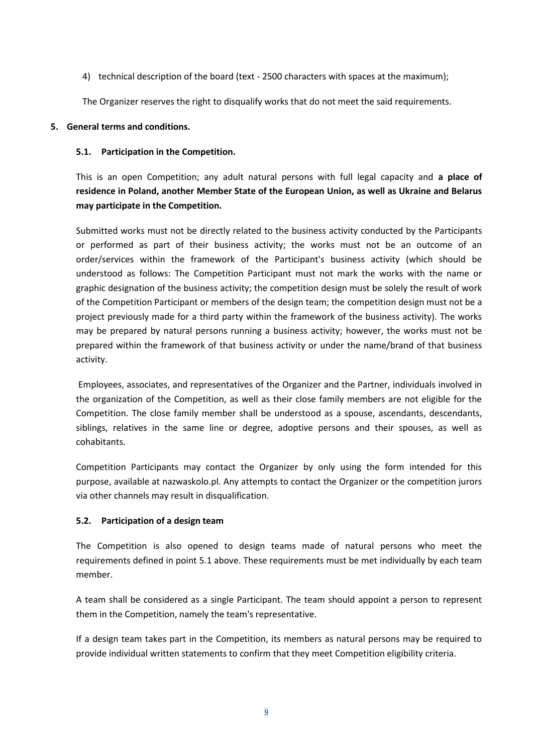4) technical description of the board (text - 2500 characters with spaces at the maximum);

The Organizer reserves the right to disqualify works that do not meet the said requirements.

## 5. General terms and conditions.

### 5.1. Participation in the Competition.

This is an open Competition; any adult natural persons with full legal capacity and **a place of residence in Poland, another Member State of the European Union, as well as Ukraine and Belarus may participate in the Competition.**

Submitted works must not be directly related to the business activity conducted by the Participants or performed as part of their business activity; the works must not be an outcome of an order/services within the framework of the Participant's business activity (which should be understood as follows: The Competition Participant must not mark the works with the name or graphic designation of the business activity; the competition design must be solely the result of work of the Competition Participant or members of the design team; the competition design must not be a project previously made for a third party within the framework of the business activity). The works may be prepared by natural persons running a business activity; however, the works must not be prepared within the framework of that business activity or under the name/brand of that business activity.

Employees, associates, and representatives of the Organizer and the Partner, individuals involved in the organization of the Competition, as well as their close family members are not eligible for the Competition. The close family member shall be understood as a spouse, ascendants, descendants, siblings, relatives in the same line or degree, adoptive persons and their spouses, as well as cohabitants.

Competition Participants may contact the Organizer by only using the form intended for this purpose, available at nazwaskolo.pl. Any attempts to contact the Organizer or the competition jurors via other channels may result in disqualification.

### 5.2. Participation of a design team

The Competition is also opened to design teams made of natural persons who meet the requirements defined in point 5.1 above. These requirements must be met individually by each team member.

A team shall be considered as a single Participant. The team should appoint a person to represent them in the Competition, namely the team's representative.

If a design team takes part in the Competition, its members as natural persons may be required to provide individual written statements to confirm that they meet Competition eligibility criteria.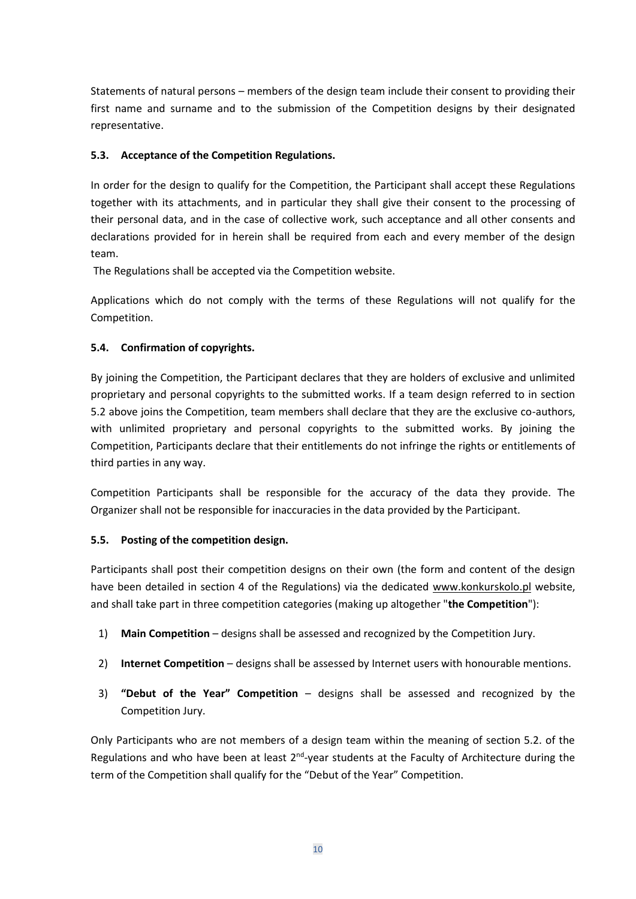Statements of natural persons – members of the design team include their consent to providing their first name and surname and to the submission of the Competition designs by their designated representative.

### 5.3. Acceptance of the Competition Regulations.

In order for the design to qualify for the Competition, the Participant shall accept these Regulations together with its attachments, and in particular they shall give their consent to the processing of their personal data, and in the case of collective work, such acceptance and all other consents and declarations provided for in herein shall be required from each and every member of the design team.

The Regulations shall be accepted via the Competition website.

Applications which do not comply with the terms of these Regulations will not qualify for the Competition.

### 5.4. Confirmation of copyrights.

By joining the Competition, the Participant declares that they are holders of exclusive and unlimited proprietary and personal copyrights to the submitted works. If a team design referred to in section 5.2 above joins the Competition, team members shall declare that they are the exclusive co-authors, with unlimited proprietary and personal copyrights to the submitted works. By joining the Competition, Participants declare that their entitlements do not infringe the rights or entitlements of third parties in any way.

Competition Participants shall be responsible for the accuracy of the data they provide. The Organizer shall not be responsible for inaccuracies in the data provided by the Participant.

### 5.5. Posting of the competition design.

Participants shall post their competition designs on their own (the form and content of the design have been detailed in section 4 of the Regulations) via the dedicated www.konkurskolo.pl website, and shall take part in three competition categories (making up altogether "**the Competition**"):

1) **Main Competition** – designs shall be assessed and recognized by the Competition Jury.
2) **Internet Competition** – designs shall be assessed by Internet users with honourable mentions.
3) **"Debut of the Year" Competition** – designs shall be assessed and recognized by the Competition Jury.

Only Participants who are not members of a design team within the meaning of section 5.2. of the Regulations and who have been at least 2nd-year students at the Faculty of Architecture during the term of the Competition shall qualify for the "Debut of the Year" Competition.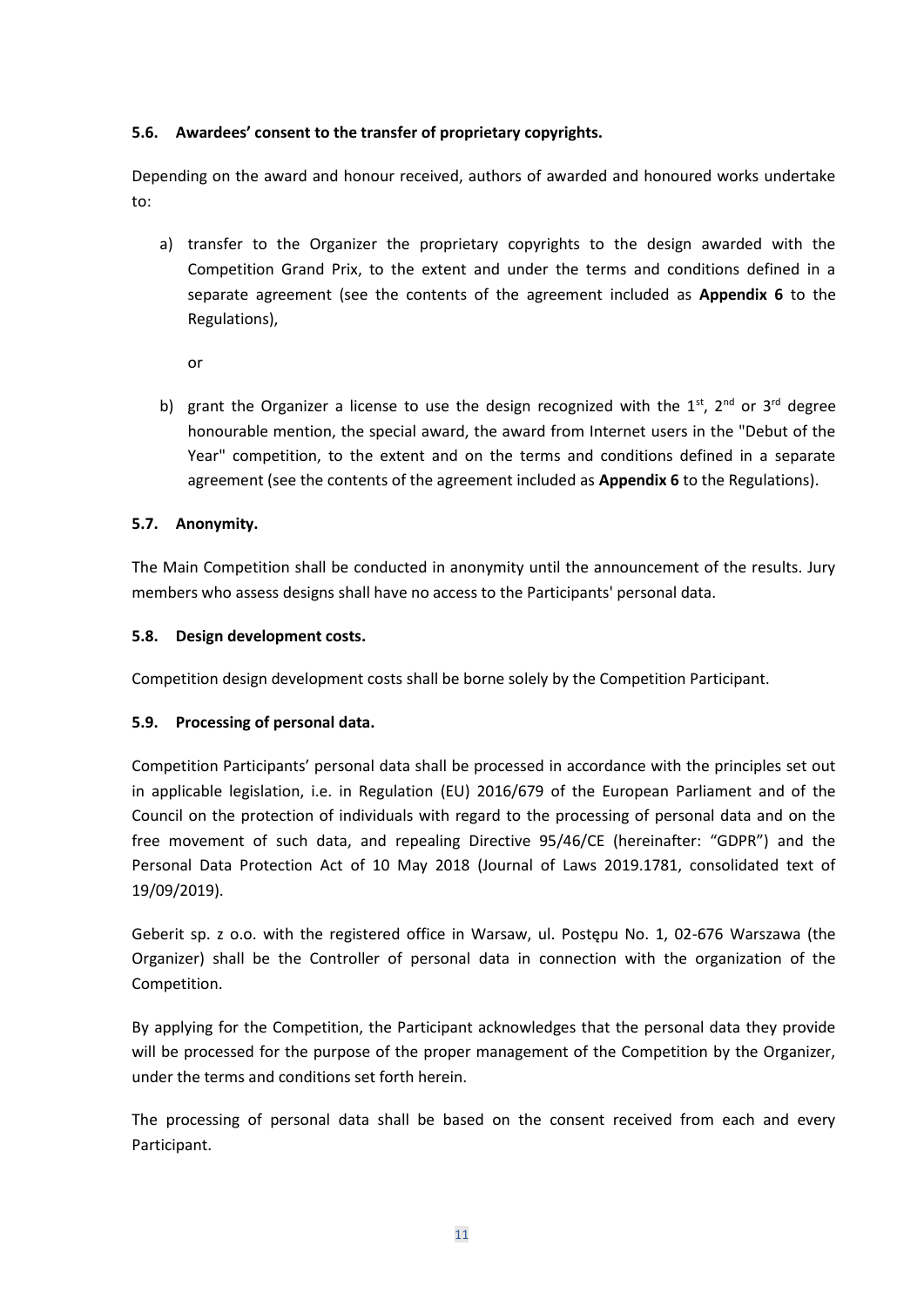### 5.6. Awardees' consent to the transfer of proprietary copyrights.

Depending on the award and honour received, authors of awarded and honoured works undertake to:

a) transfer to the Organizer the proprietary copyrights to the design awarded with the Competition Grand Prix, to the extent and under the terms and conditions defined in a separate agreement (see the contents of the agreement included as **Appendix 6** to the Regulations),

   or

b) grant the Organizer a license to use the design recognized with the 1st, 2nd or 3rd degree honourable mention, the special award, the award from Internet users in the "Debut of the Year" competition, to the extent and on the terms and conditions defined in a separate agreement (see the contents of the agreement included as **Appendix 6** to the Regulations).

### 5.7. Anonymity.

The Main Competition shall be conducted in anonymity until the announcement of the results. Jury members who assess designs shall have no access to the Participants' personal data.

### 5.8. Design development costs.

Competition design development costs shall be borne solely by the Competition Participant.

### 5.9. Processing of personal data.

Competition Participants' personal data shall be processed in accordance with the principles set out in applicable legislation, i.e. in Regulation (EU) 2016/679 of the European Parliament and of the Council on the protection of individuals with regard to the processing of personal data and on the free movement of such data, and repealing Directive 95/46/CE (hereinafter: "GDPR") and the Personal Data Protection Act of 10 May 2018 (Journal of Laws 2019.1781, consolidated text of 19/09/2019).

Geberit sp. z o.o. with the registered office in Warsaw, ul. Postępu No. 1, 02-676 Warszawa (the Organizer) shall be the Controller of personal data in connection with the organization of the Competition.

By applying for the Competition, the Participant acknowledges that the personal data they provide will be processed for the purpose of the proper management of the Competition by the Organizer, under the terms and conditions set forth herein.

The processing of personal data shall be based on the consent received from each and every Participant.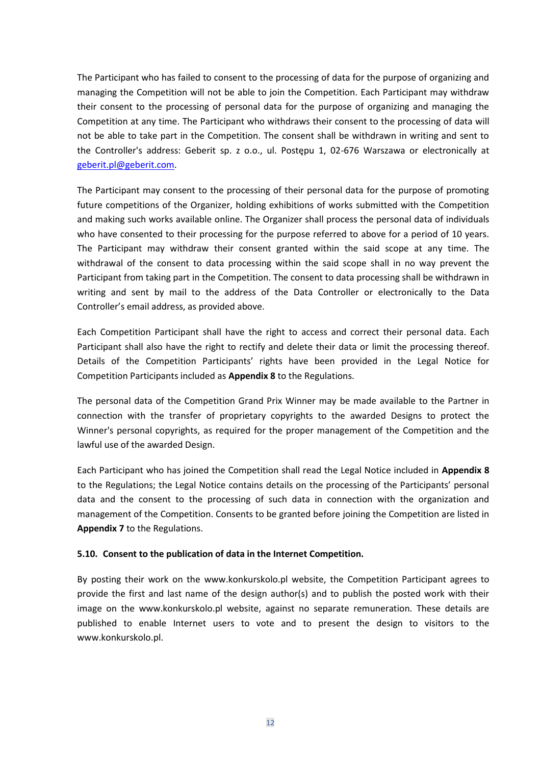The Participant who has failed to consent to the processing of data for the purpose of organizing and managing the Competition will not be able to join the Competition. Each Participant may withdraw their consent to the processing of personal data for the purpose of organizing and managing the Competition at any time. The Participant who withdraws their consent to the processing of data will not be able to take part in the Competition. The consent shall be withdrawn in writing and sent to the Controller's address: Geberit sp. z o.o., ul. Postępu 1, 02-676 Warszawa or electronically at geberit.pl@geberit.com.

The Participant may consent to the processing of their personal data for the purpose of promoting future competitions of the Organizer, holding exhibitions of works submitted with the Competition and making such works available online. The Organizer shall process the personal data of individuals who have consented to their processing for the purpose referred to above for a period of 10 years. The Participant may withdraw their consent granted within the said scope at any time. The withdrawal of the consent to data processing within the said scope shall in no way prevent the Participant from taking part in the Competition. The consent to data processing shall be withdrawn in writing and sent by mail to the address of the Data Controller or electronically to the Data Controller's email address, as provided above.

Each Competition Participant shall have the right to access and correct their personal data. Each Participant shall also have the right to rectify and delete their data or limit the processing thereof. Details of the Competition Participants' rights have been provided in the Legal Notice for Competition Participants included as **Appendix 8** to the Regulations.

The personal data of the Competition Grand Prix Winner may be made available to the Partner in connection with the transfer of proprietary copyrights to the awarded Designs to protect the Winner's personal copyrights, as required for the proper management of the Competition and the lawful use of the awarded Design.

Each Participant who has joined the Competition shall read the Legal Notice included in **Appendix 8** to the Regulations; the Legal Notice contains details on the processing of the Participants' personal data and the consent to the processing of such data in connection with the organization and management of the Competition. Consents to be granted before joining the Competition are listed in **Appendix 7** to the Regulations.

**5.10. Consent to the publication of data in the Internet Competition.**

By posting their work on the www.konkurskolo.pl website, the Competition Participant agrees to provide the first and last name of the design author(s) and to publish the posted work with their image on the www.konkurskolo.pl website, against no separate remuneration. These details are published to enable Internet users to vote and to present the design to visitors to the www.konkurskolo.pl.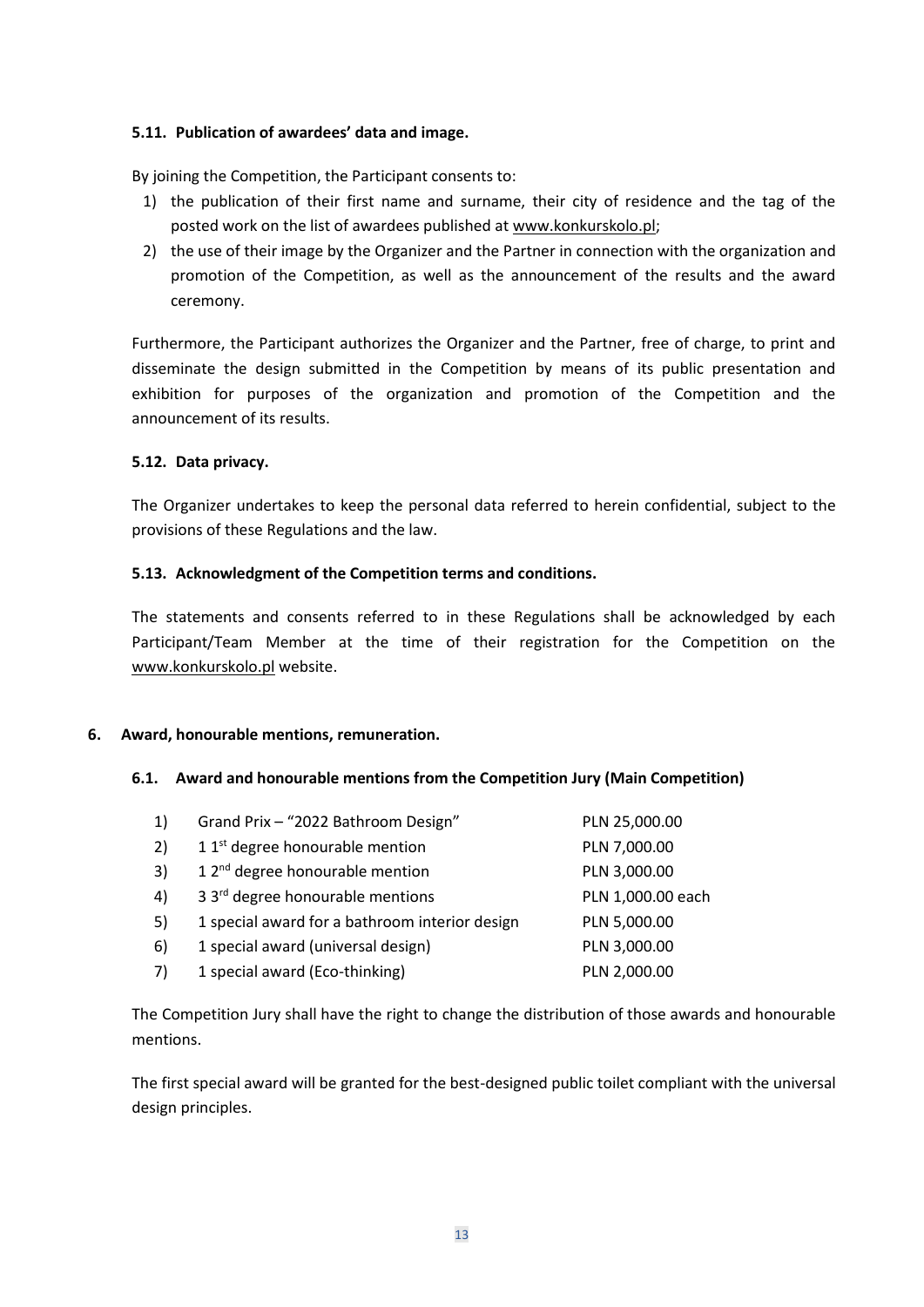#### 5.11. Publication of awardees' data and image.

By joining the Competition, the Participant consents to:

1) the publication of their first name and surname, their city of residence and the tag of the posted work on the list of awardees published at www.konkurskolo.pl;
2) the use of their image by the Organizer and the Partner in connection with the organization and promotion of the Competition, as well as the announcement of the results and the award ceremony.

Furthermore, the Participant authorizes the Organizer and the Partner, free of charge, to print and disseminate the design submitted in the Competition by means of its public presentation and exhibition for purposes of the organization and promotion of the Competition and the announcement of its results.

#### 5.12. Data privacy.

The Organizer undertakes to keep the personal data referred to herein confidential, subject to the provisions of these Regulations and the law.

#### 5.13. Acknowledgment of the Competition terms and conditions.

The statements and consents referred to in these Regulations shall be acknowledged by each Participant/Team Member at the time of their registration for the Competition on the www.konkurskolo.pl website.

## 6. Award, honourable mentions, remuneration.

### 6.1. Award and honourable mentions from the Competition Jury (Main Competition)

| | | |
|---|---|---|
| 1) | Grand Prix – "2022 Bathroom Design" | PLN 25,000.00 |
| 2) | 1 1st degree honourable mention | PLN 7,000.00 |
| 3) | 1 2nd degree honourable mention | PLN 3,000.00 |
| 4) | 3 3rd degree honourable mentions | PLN 1,000.00 each |
| 5) | 1 special award for a bathroom interior design | PLN 5,000.00 |
| 6) | 1 special award (universal design) | PLN 3,000.00 |
| 7) | 1 special award (Eco-thinking) | PLN 2,000.00 |

The Competition Jury shall have the right to change the distribution of those awards and honourable mentions.

The first special award will be granted for the best-designed public toilet compliant with the universal design principles.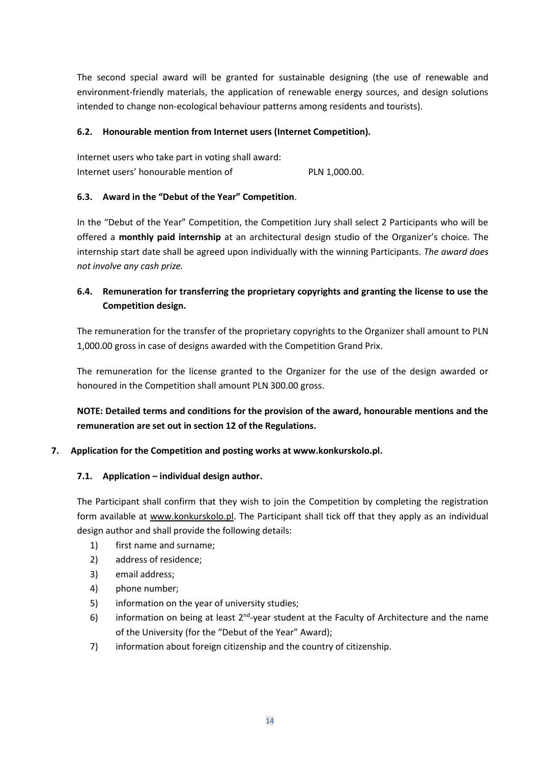The second special award will be granted for sustainable designing (the use of renewable and environment-friendly materials, the application of renewable energy sources, and design solutions intended to change non-ecological behaviour patterns among residents and tourists).

### 6.2. Honourable mention from Internet users (Internet Competition).

Internet users who take part in voting shall award:
Internet users' honourable mention of PLN 1,000.00.

### 6.3. Award in the "Debut of the Year" Competition.

In the "Debut of the Year" Competition, the Competition Jury shall select 2 Participants who will be offered a **monthly paid internship** at an architectural design studio of the Organizer's choice. The internship start date shall be agreed upon individually with the winning Participants. *The award does not involve any cash prize.*

### 6.4. Remuneration for transferring the proprietary copyrights and granting the license to use the Competition design.

The remuneration for the transfer of the proprietary copyrights to the Organizer shall amount to PLN 1,000.00 gross in case of designs awarded with the Competition Grand Prix.

The remuneration for the license granted to the Organizer for the use of the design awarded or honoured in the Competition shall amount PLN 300.00 gross.

**NOTE: Detailed terms and conditions for the provision of the award, honourable mentions and the remuneration are set out in section 12 of the Regulations.**

## 7. Application for the Competition and posting works at www.konkurskolo.pl.

### 7.1. Application – individual design author.

The Participant shall confirm that they wish to join the Competition by completing the registration form available at www.konkurskolo.pl. The Participant shall tick off that they apply as an individual design author and shall provide the following details:

1) first name and surname;
2) address of residence;
3) email address;
4) phone number;
5) information on the year of university studies;
6) information on being at least 2nd-year student at the Faculty of Architecture and the name of the University (for the "Debut of the Year" Award);
7) information about foreign citizenship and the country of citizenship.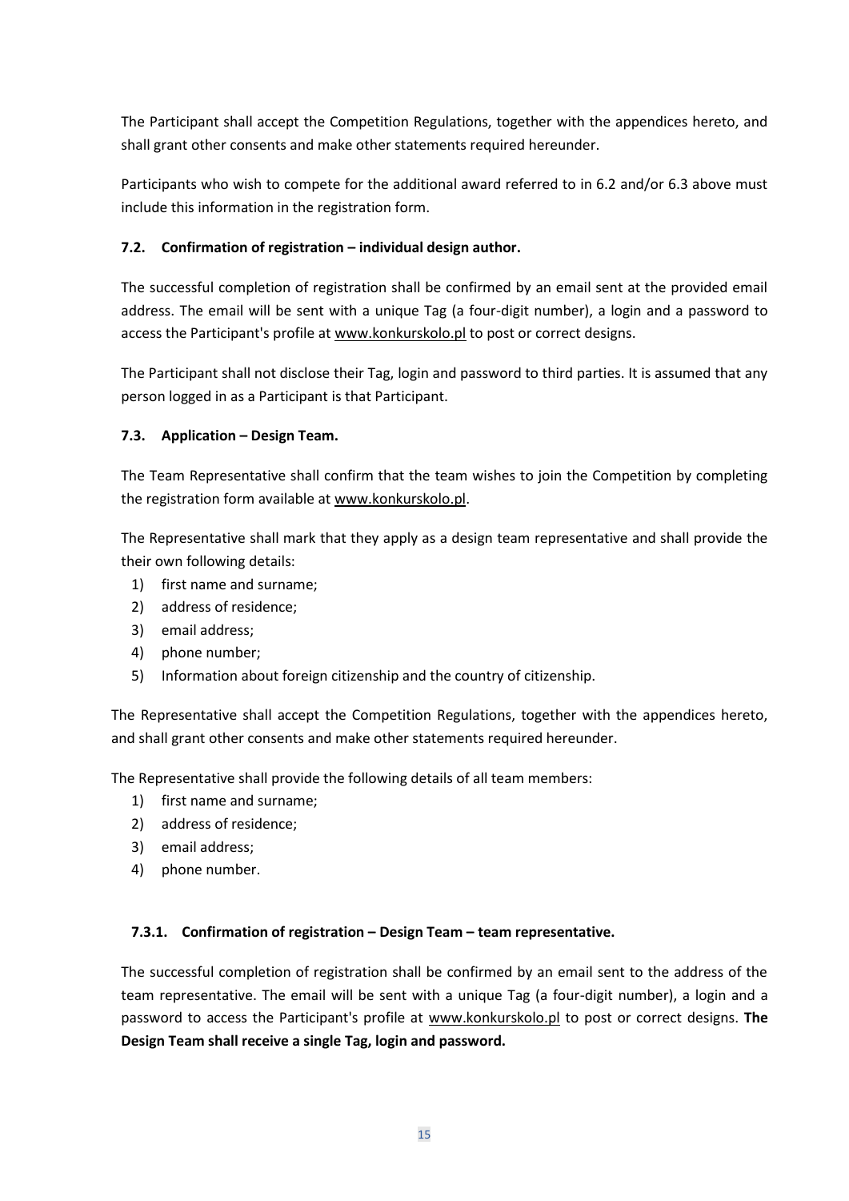The Participant shall accept the Competition Regulations, together with the appendices hereto, and shall grant other consents and make other statements required hereunder.

Participants who wish to compete for the additional award referred to in 6.2 and/or 6.3 above must include this information in the registration form.

### 7.2. Confirmation of registration – individual design author.

The successful completion of registration shall be confirmed by an email sent at the provided email address. The email will be sent with a unique Tag (a four-digit number), a login and a password to access the Participant's profile at www.konkurskolo.pl to post or correct designs.

The Participant shall not disclose their Tag, login and password to third parties. It is assumed that any person logged in as a Participant is that Participant.

### 7.3. Application – Design Team.

The Team Representative shall confirm that the team wishes to join the Competition by completing the registration form available at www.konkurskolo.pl.

The Representative shall mark that they apply as a design team representative and shall provide the their own following details:

1) first name and surname;
2) address of residence;
3) email address;
4) phone number;
5) Information about foreign citizenship and the country of citizenship.

The Representative shall accept the Competition Regulations, together with the appendices hereto, and shall grant other consents and make other statements required hereunder.

The Representative shall provide the following details of all team members:

1) first name and surname;
2) address of residence;
3) email address;
4) phone number.

#### 7.3.1. Confirmation of registration – Design Team – team representative.

The successful completion of registration shall be confirmed by an email sent to the address of the team representative. The email will be sent with a unique Tag (a four-digit number), a login and a password to access the Participant's profile at www.konkurskolo.pl to post or correct designs. **The Design Team shall receive a single Tag, login and password.**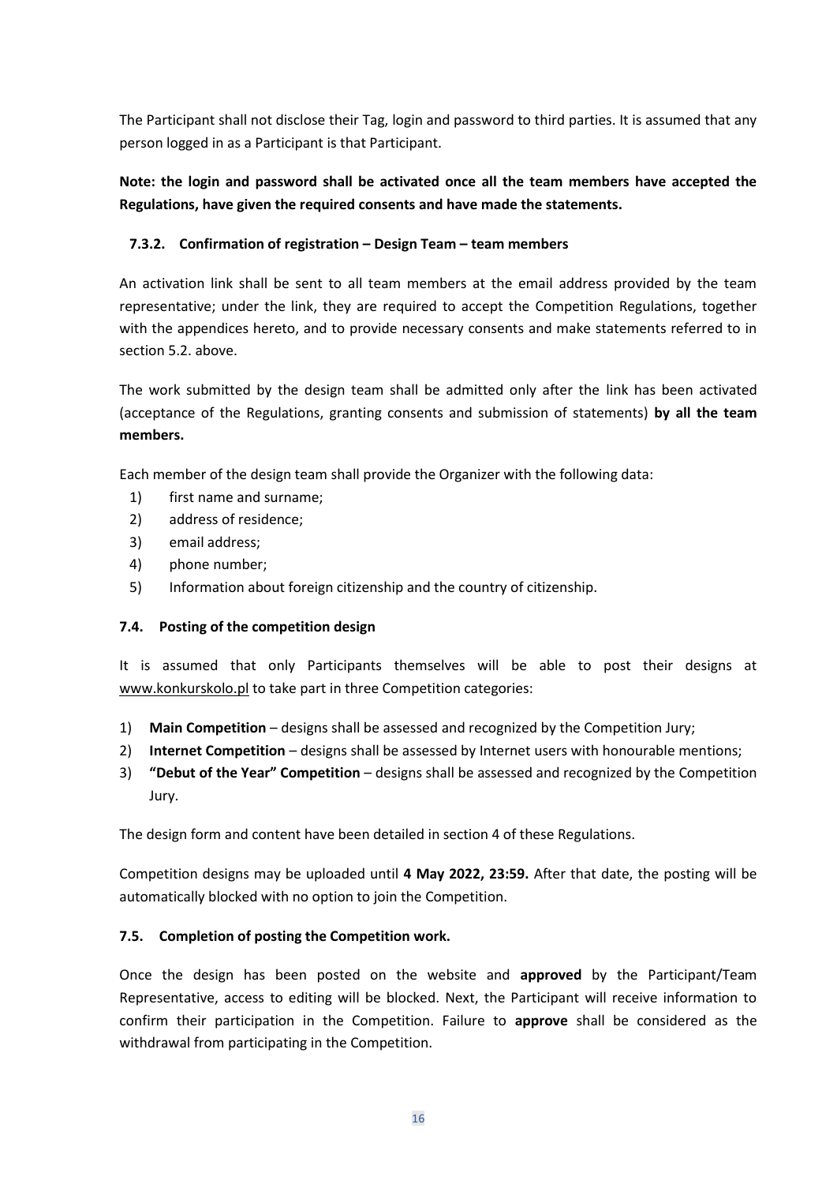The Participant shall not disclose their Tag, login and password to third parties. It is assumed that any person logged in as a Participant is that Participant.

**Note: the login and password shall be activated once all the team members have accepted the Regulations, have given the required consents and have made the statements.**

#### 7.3.2. Confirmation of registration – Design Team – team members

An activation link shall be sent to all team members at the email address provided by the team representative; under the link, they are required to accept the Competition Regulations, together with the appendices hereto, and to provide necessary consents and make statements referred to in section 5.2. above.

The work submitted by the design team shall be admitted only after the link has been activated (acceptance of the Regulations, granting consents and submission of statements) **by all the team members.**

Each member of the design team shall provide the Organizer with the following data:

1) first name and surname;
2) address of residence;
3) email address;
4) phone number;
5) Information about foreign citizenship and the country of citizenship.

### 7.4. Posting of the competition design

It is assumed that only Participants themselves will be able to post their designs at www.konkurskolo.pl to take part in three Competition categories:

1) **Main Competition** – designs shall be assessed and recognized by the Competition Jury;
2) **Internet Competition** – designs shall be assessed by Internet users with honourable mentions;
3) **"Debut of the Year" Competition** – designs shall be assessed and recognized by the Competition Jury.

The design form and content have been detailed in section 4 of these Regulations.

Competition designs may be uploaded until **4 May 2022, 23:59.** After that date, the posting will be automatically blocked with no option to join the Competition.

### 7.5. Completion of posting the Competition work.

Once the design has been posted on the website and **approved** by the Participant/Team Representative, access to editing will be blocked. Next, the Participant will receive information to confirm their participation in the Competition. Failure to **approve** shall be considered as the withdrawal from participating in the Competition.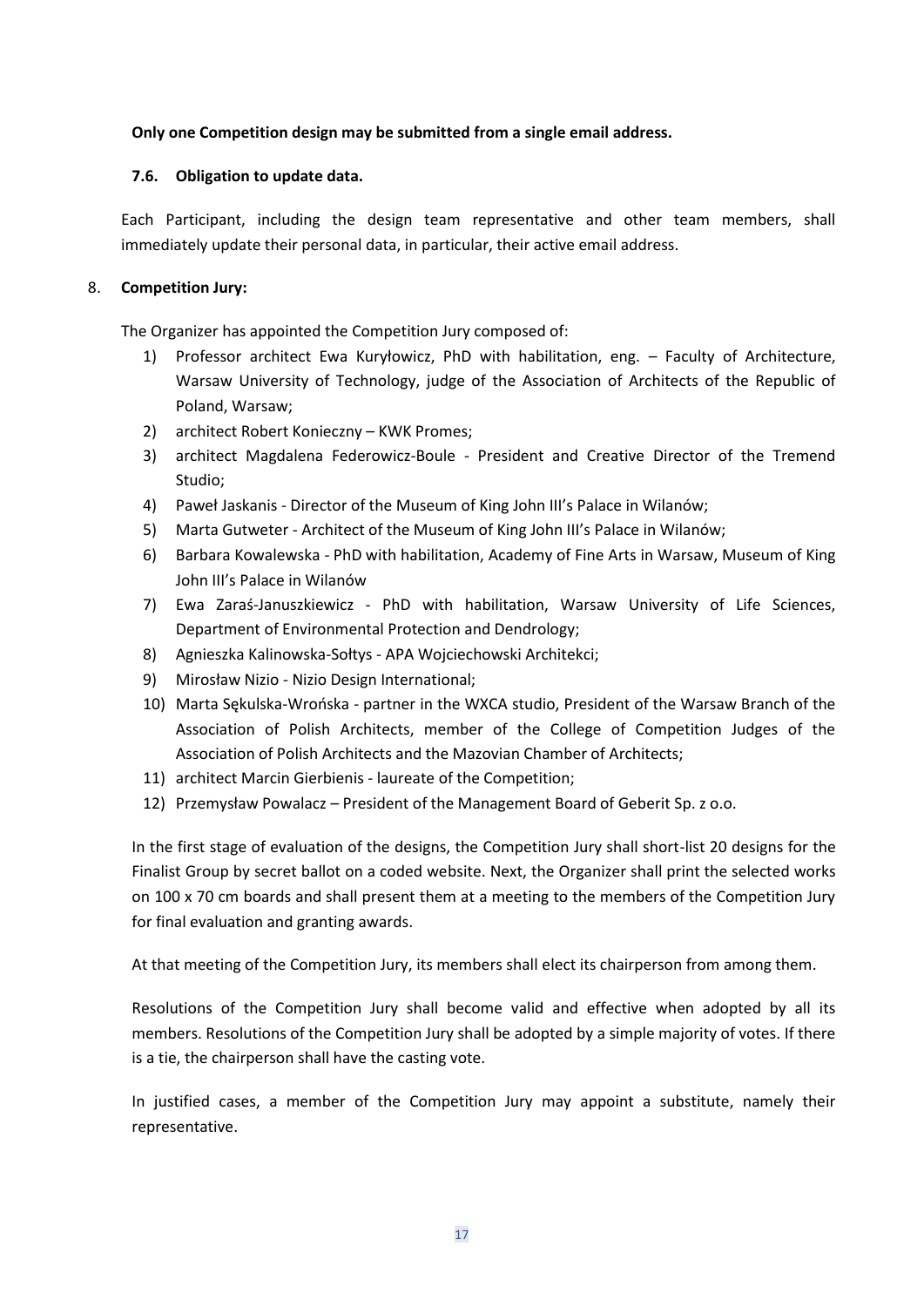**Only one Competition design may be submitted from a single email address.**

**7.6. Obligation to update data.**

Each Participant, including the design team representative and other team members, shall immediately update their personal data, in particular, their active email address.

8. **Competition Jury:**

The Organizer has appointed the Competition Jury composed of:

1) Professor architect Ewa Kuryłowicz, PhD with habilitation, eng. – Faculty of Architecture, Warsaw University of Technology, judge of the Association of Architects of the Republic of Poland, Warsaw;
2) architect Robert Konieczny – KWK Promes;
3) architect Magdalena Federowicz-Boule - President and Creative Director of the Tremend Studio;
4) Paweł Jaskanis - Director of the Museum of King John III's Palace in Wilanów;
5) Marta Gutweter - Architect of the Museum of King John III's Palace in Wilanów;
6) Barbara Kowalewska - PhD with habilitation, Academy of Fine Arts in Warsaw, Museum of King John III's Palace in Wilanów
7) Ewa Zaraś-Januszkiewicz - PhD with habilitation, Warsaw University of Life Sciences, Department of Environmental Protection and Dendrology;
8) Agnieszka Kalinowska-Sołtys - APA Wojciechowski Architekci;
9) Mirosław Nizio - Nizio Design International;
10) Marta Sękulska-Wrońska - partner in the WXCA studio, President of the Warsaw Branch of the Association of Polish Architects, member of the College of Competition Judges of the Association of Polish Architects and the Mazovian Chamber of Architects;
11) architect Marcin Gierbienis - laureate of the Competition;
12) Przemysław Powalacz – President of the Management Board of Geberit Sp. z o.o.

In the first stage of evaluation of the designs, the Competition Jury shall short-list 20 designs for the Finalist Group by secret ballot on a coded website. Next, the Organizer shall print the selected works on 100 x 70 cm boards and shall present them at a meeting to the members of the Competition Jury for final evaluation and granting awards.

At that meeting of the Competition Jury, its members shall elect its chairperson from among them.

Resolutions of the Competition Jury shall become valid and effective when adopted by all its members. Resolutions of the Competition Jury shall be adopted by a simple majority of votes. If there is a tie, the chairperson shall have the casting vote.

In justified cases, a member of the Competition Jury may appoint a substitute, namely their representative.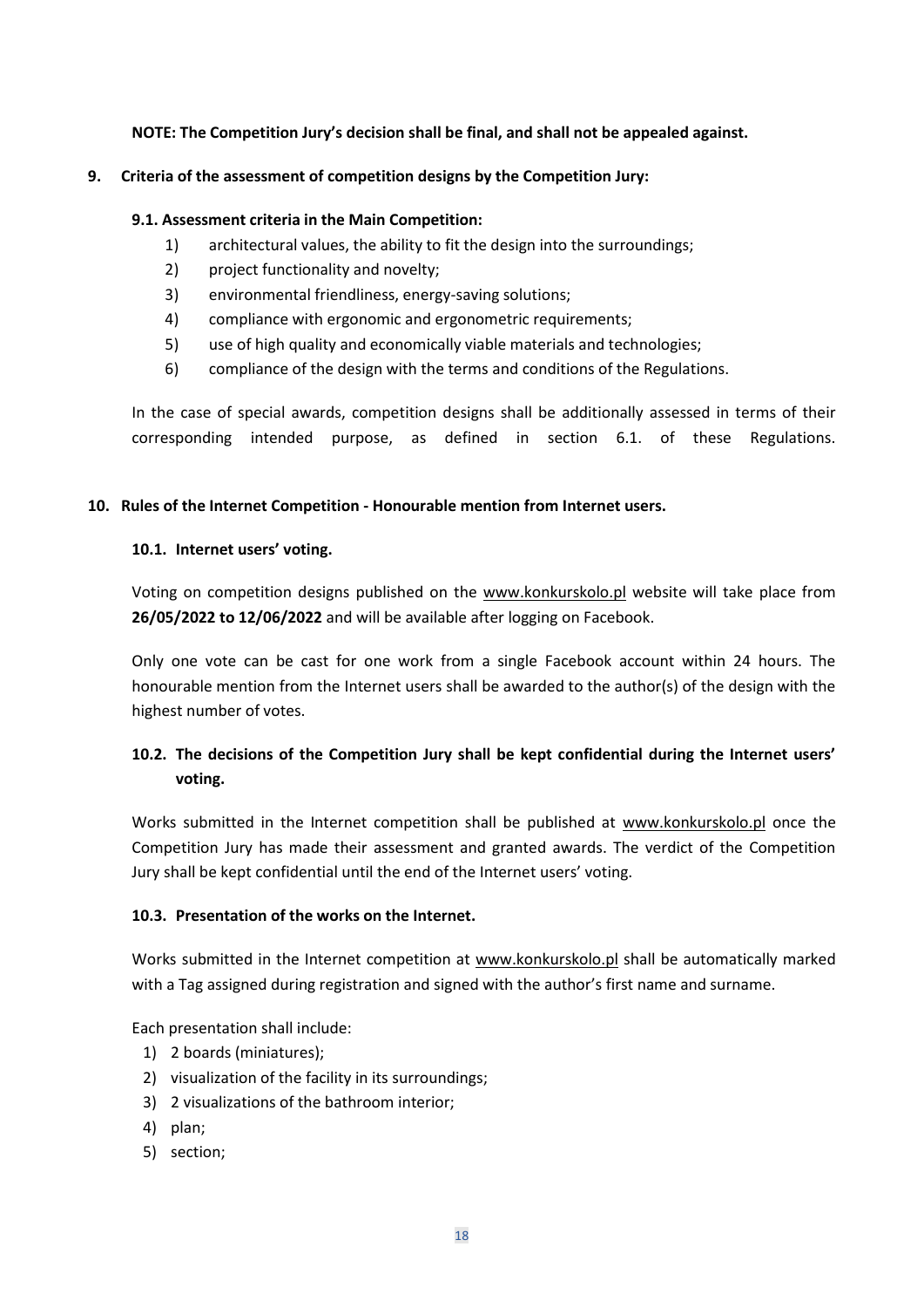**NOTE: The Competition Jury's decision shall be final, and shall not be appealed against.**

## 9. Criteria of the assessment of competition designs by the Competition Jury:

### 9.1. Assessment criteria in the Main Competition:

1) architectural values, the ability to fit the design into the surroundings;
2) project functionality and novelty;
3) environmental friendliness, energy-saving solutions;
4) compliance with ergonomic and ergonometric requirements;
5) use of high quality and economically viable materials and technologies;
6) compliance of the design with the terms and conditions of the Regulations.

In the case of special awards, competition designs shall be additionally assessed in terms of their corresponding intended purpose, as defined in section 6.1. of these Regulations.

## 10. Rules of the Internet Competition - Honourable mention from Internet users.

### 10.1. Internet users' voting.

Voting on competition designs published on the www.konkurskolo.pl website will take place from **26/05/2022 to 12/06/2022** and will be available after logging on Facebook.

Only one vote can be cast for one work from a single Facebook account within 24 hours. The honourable mention from the Internet users shall be awarded to the author(s) of the design with the highest number of votes.

### 10.2. The decisions of the Competition Jury shall be kept confidential during the Internet users' voting.

Works submitted in the Internet competition shall be published at www.konkurskolo.pl once the Competition Jury has made their assessment and granted awards. The verdict of the Competition Jury shall be kept confidential until the end of the Internet users' voting.

### 10.3. Presentation of the works on the Internet.

Works submitted in the Internet competition at www.konkurskolo.pl shall be automatically marked with a Tag assigned during registration and signed with the author's first name and surname.

Each presentation shall include:

1) 2 boards (miniatures);
2) visualization of the facility in its surroundings;
3) 2 visualizations of the bathroom interior;
4) plan;
5) section;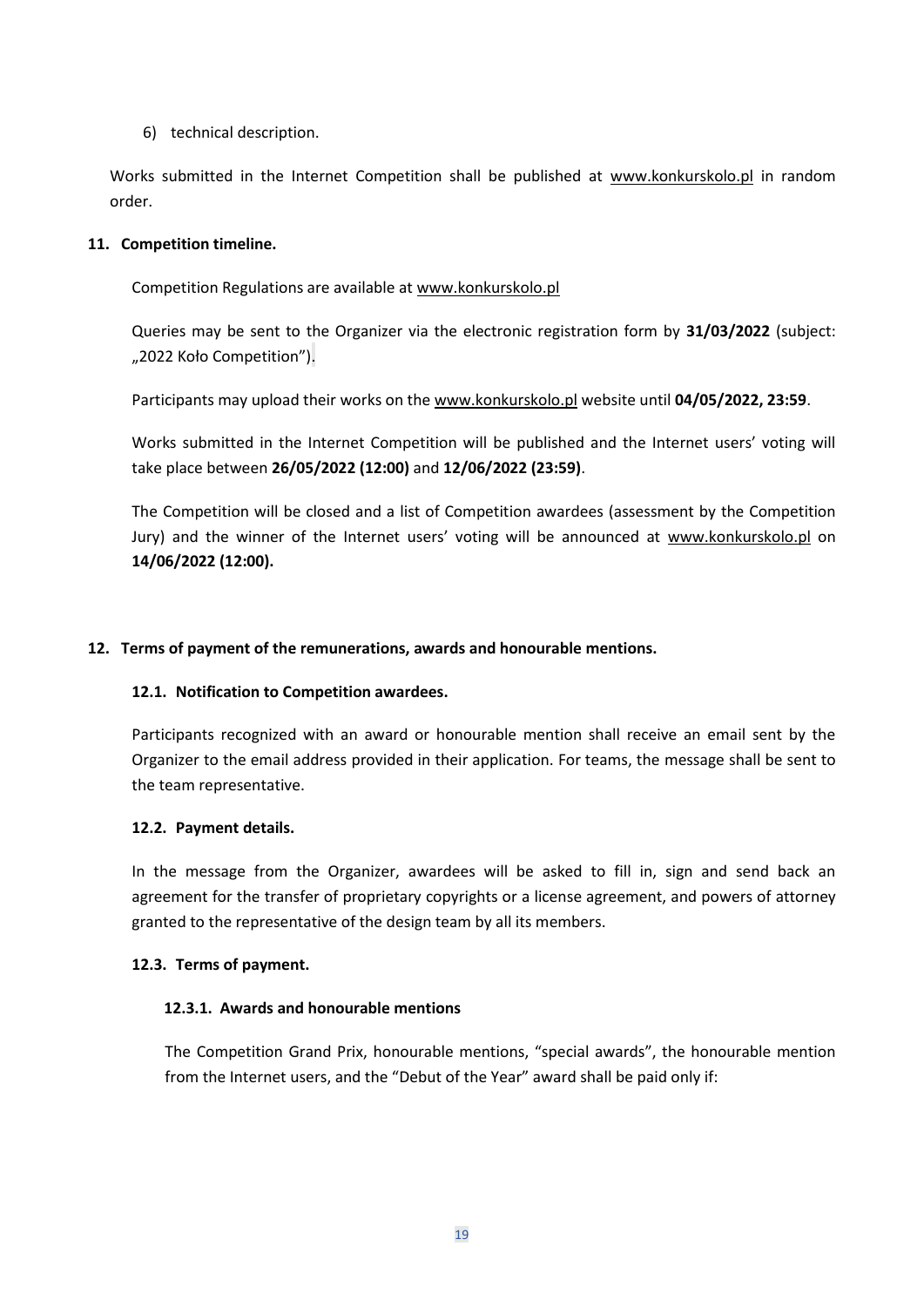6) technical description.

Works submitted in the Internet Competition shall be published at www.konkurskolo.pl in random order.

## 11. Competition timeline.

Competition Regulations are available at www.konkurskolo.pl

Queries may be sent to the Organizer via the electronic registration form by **31/03/2022** (subject: „2022 Koło Competition").

Participants may upload their works on the www.konkurskolo.pl website until **04/05/2022, 23:59**.

Works submitted in the Internet Competition will be published and the Internet users' voting will take place between **26/05/2022 (12:00)** and **12/06/2022 (23:59)**.

The Competition will be closed and a list of Competition awardees (assessment by the Competition Jury) and the winner of the Internet users' voting will be announced at www.konkurskolo.pl on **14/06/2022 (12:00).**

## 12. Terms of payment of the remunerations, awards and honourable mentions.

### 12.1. Notification to Competition awardees.

Participants recognized with an award or honourable mention shall receive an email sent by the Organizer to the email address provided in their application. For teams, the message shall be sent to the team representative.

### 12.2. Payment details.

In the message from the Organizer, awardees will be asked to fill in, sign and send back an agreement for the transfer of proprietary copyrights or a license agreement, and powers of attorney granted to the representative of the design team by all its members.

### 12.3. Terms of payment.

#### 12.3.1. Awards and honourable mentions

The Competition Grand Prix, honourable mentions, "special awards", the honourable mention from the Internet users, and the "Debut of the Year" award shall be paid only if: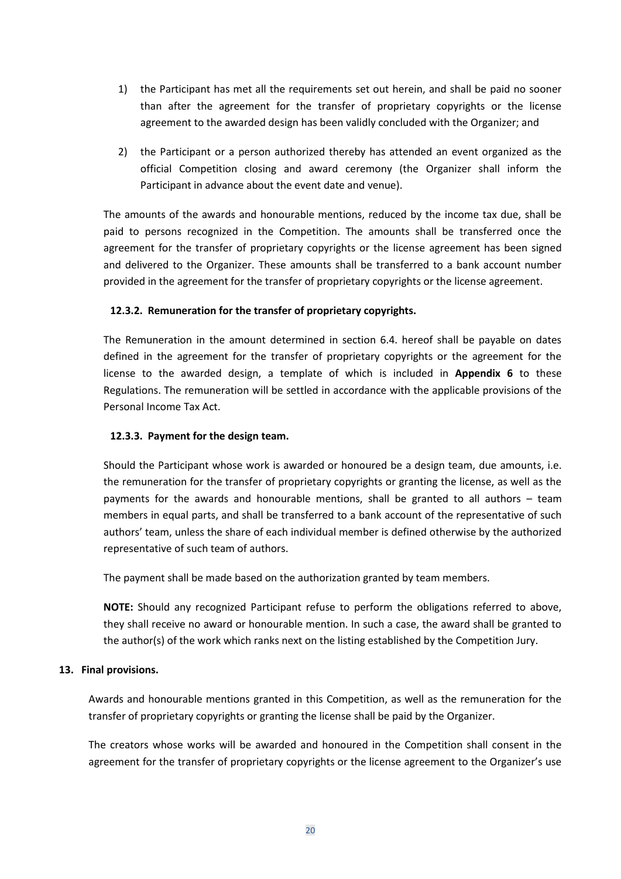1) the Participant has met all the requirements set out herein, and shall be paid no sooner than after the agreement for the transfer of proprietary copyrights or the license agreement to the awarded design has been validly concluded with the Organizer; and
2) the Participant or a person authorized thereby has attended an event organized as the official Competition closing and award ceremony (the Organizer shall inform the Participant in advance about the event date and venue).

The amounts of the awards and honourable mentions, reduced by the income tax due, shall be paid to persons recognized in the Competition. The amounts shall be transferred once the agreement for the transfer of proprietary copyrights or the license agreement has been signed and delivered to the Organizer. These amounts shall be transferred to a bank account number provided in the agreement for the transfer of proprietary copyrights or the license agreement.

**12.3.2. Remuneration for the transfer of proprietary copyrights.**

The Remuneration in the amount determined in section 6.4. hereof shall be payable on dates defined in the agreement for the transfer of proprietary copyrights or the agreement for the license to the awarded design, a template of which is included in **Appendix 6** to these Regulations. The remuneration will be settled in accordance with the applicable provisions of the Personal Income Tax Act.

**12.3.3. Payment for the design team.**

Should the Participant whose work is awarded or honoured be a design team, due amounts, i.e. the remuneration for the transfer of proprietary copyrights or granting the license, as well as the payments for the awards and honourable mentions, shall be granted to all authors – team members in equal parts, and shall be transferred to a bank account of the representative of such authors' team, unless the share of each individual member is defined otherwise by the authorized representative of such team of authors.

The payment shall be made based on the authorization granted by team members.

**NOTE:** Should any recognized Participant refuse to perform the obligations referred to above, they shall receive no award or honourable mention. In such a case, the award shall be granted to the author(s) of the work which ranks next on the listing established by the Competition Jury.

**13. Final provisions.**

Awards and honourable mentions granted in this Competition, as well as the remuneration for the transfer of proprietary copyrights or granting the license shall be paid by the Organizer.

The creators whose works will be awarded and honoured in the Competition shall consent in the agreement for the transfer of proprietary copyrights or the license agreement to the Organizer's use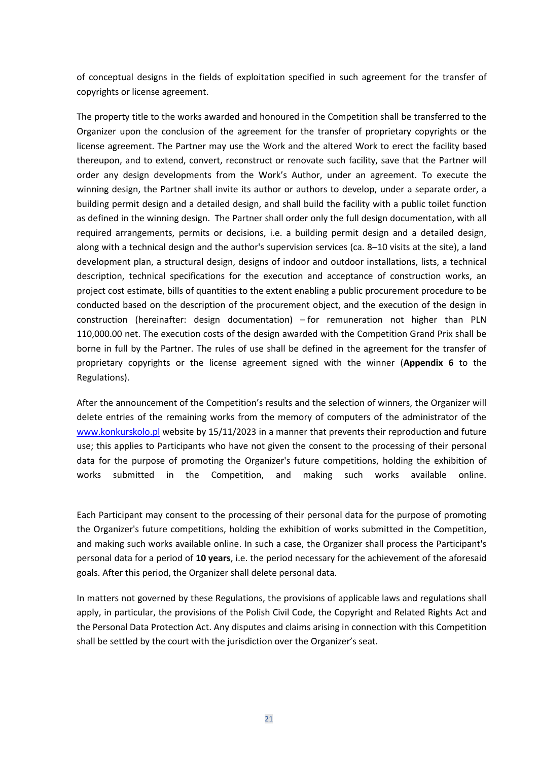of conceptual designs in the fields of exploitation specified in such agreement for the transfer of copyrights or license agreement.

The property title to the works awarded and honoured in the Competition shall be transferred to the Organizer upon the conclusion of the agreement for the transfer of proprietary copyrights or the license agreement. The Partner may use the Work and the altered Work to erect the facility based thereupon, and to extend, convert, reconstruct or renovate such facility, save that the Partner will order any design developments from the Work's Author, under an agreement. To execute the winning design, the Partner shall invite its author or authors to develop, under a separate order, a building permit design and a detailed design, and shall build the facility with a public toilet function as defined in the winning design. The Partner shall order only the full design documentation, with all required arrangements, permits or decisions, i.e. a building permit design and a detailed design, along with a technical design and the author's supervision services (ca. 8–10 visits at the site), a land development plan, a structural design, designs of indoor and outdoor installations, lists, a technical description, technical specifications for the execution and acceptance of construction works, an project cost estimate, bills of quantities to the extent enabling a public procurement procedure to be conducted based on the description of the procurement object, and the execution of the design in construction (hereinafter: design documentation) – for remuneration not higher than PLN 110,000.00 net. The execution costs of the design awarded with the Competition Grand Prix shall be borne in full by the Partner. The rules of use shall be defined in the agreement for the transfer of proprietary copyrights or the license agreement signed with the winner (**Appendix 6** to the Regulations).

After the announcement of the Competition's results and the selection of winners, the Organizer will delete entries of the remaining works from the memory of computers of the administrator of the [www.konkurskolo.pl](www.konkurskolo.pl) website by 15/11/2023 in a manner that prevents their reproduction and future use; this applies to Participants who have not given the consent to the processing of their personal data for the purpose of promoting the Organizer's future competitions, holding the exhibition of works submitted in the Competition, and making such works available online.

Each Participant may consent to the processing of their personal data for the purpose of promoting the Organizer's future competitions, holding the exhibition of works submitted in the Competition, and making such works available online. In such a case, the Organizer shall process the Participant's personal data for a period of **10 years**, i.e. the period necessary for the achievement of the aforesaid goals. After this period, the Organizer shall delete personal data.

In matters not governed by these Regulations, the provisions of applicable laws and regulations shall apply, in particular, the provisions of the Polish Civil Code, the Copyright and Related Rights Act and the Personal Data Protection Act. Any disputes and claims arising in connection with this Competition shall be settled by the court with the jurisdiction over the Organizer's seat.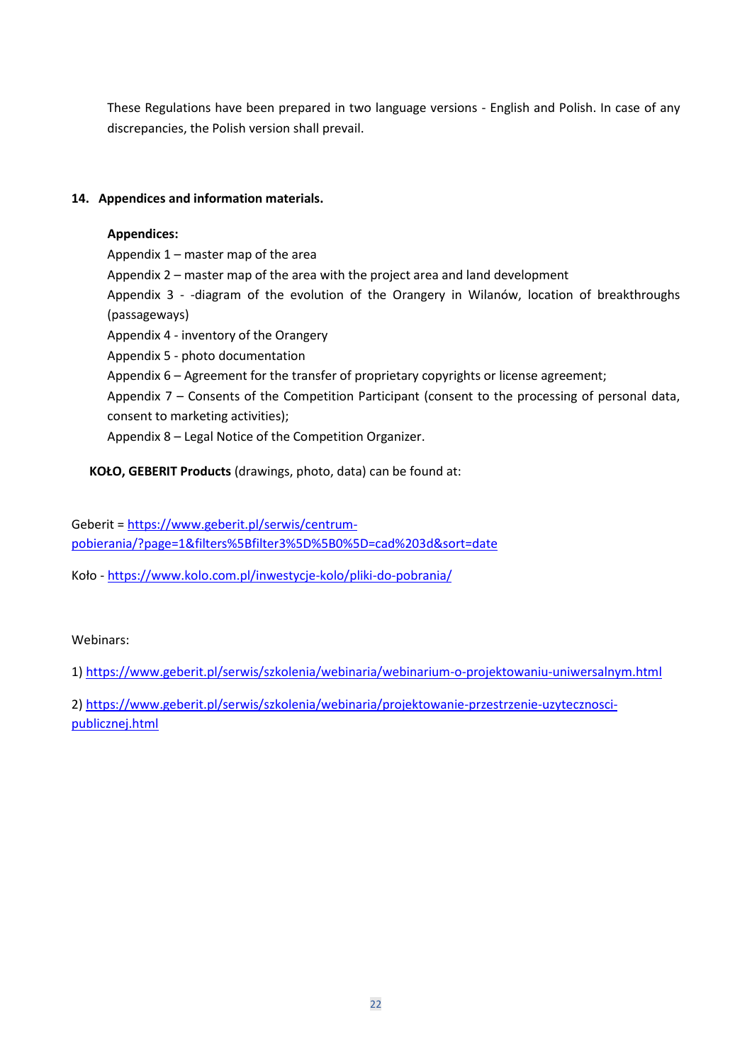These Regulations have been prepared in two language versions - English and Polish. In case of any discrepancies, the Polish version shall prevail.

## 14. Appendices and information materials.

**Appendices:**

Appendix 1 – master map of the area

Appendix 2 – master map of the area with the project area and land development

Appendix 3 - -diagram of the evolution of the Orangery in Wilanów, location of breakthroughs (passageways)

Appendix 4 - inventory of the Orangery

Appendix 5 - photo documentation

Appendix 6 – Agreement for the transfer of proprietary copyrights or license agreement;

Appendix 7 – Consents of the Competition Participant (consent to the processing of personal data, consent to marketing activities);

Appendix 8 – Legal Notice of the Competition Organizer.

**KOŁO, GEBERIT Products** (drawings, photo, data) can be found at:

Geberit = https://www.geberit.pl/serwis/centrum-pobierania/?page=1&filters%5Bfilter3%5D%5B0%5D=cad%203d&sort=date

Koło - https://www.kolo.com.pl/inwestycje-kolo/pliki-do-pobrania/

Webinars:

1) https://www.geberit.pl/serwis/szkolenia/webinaria/webinarium-o-projektowaniu-uniwersalnym.html

2) https://www.geberit.pl/serwis/szkolenia/webinaria/projektowanie-przestrzenie-uzytecznosci-publicznej.html